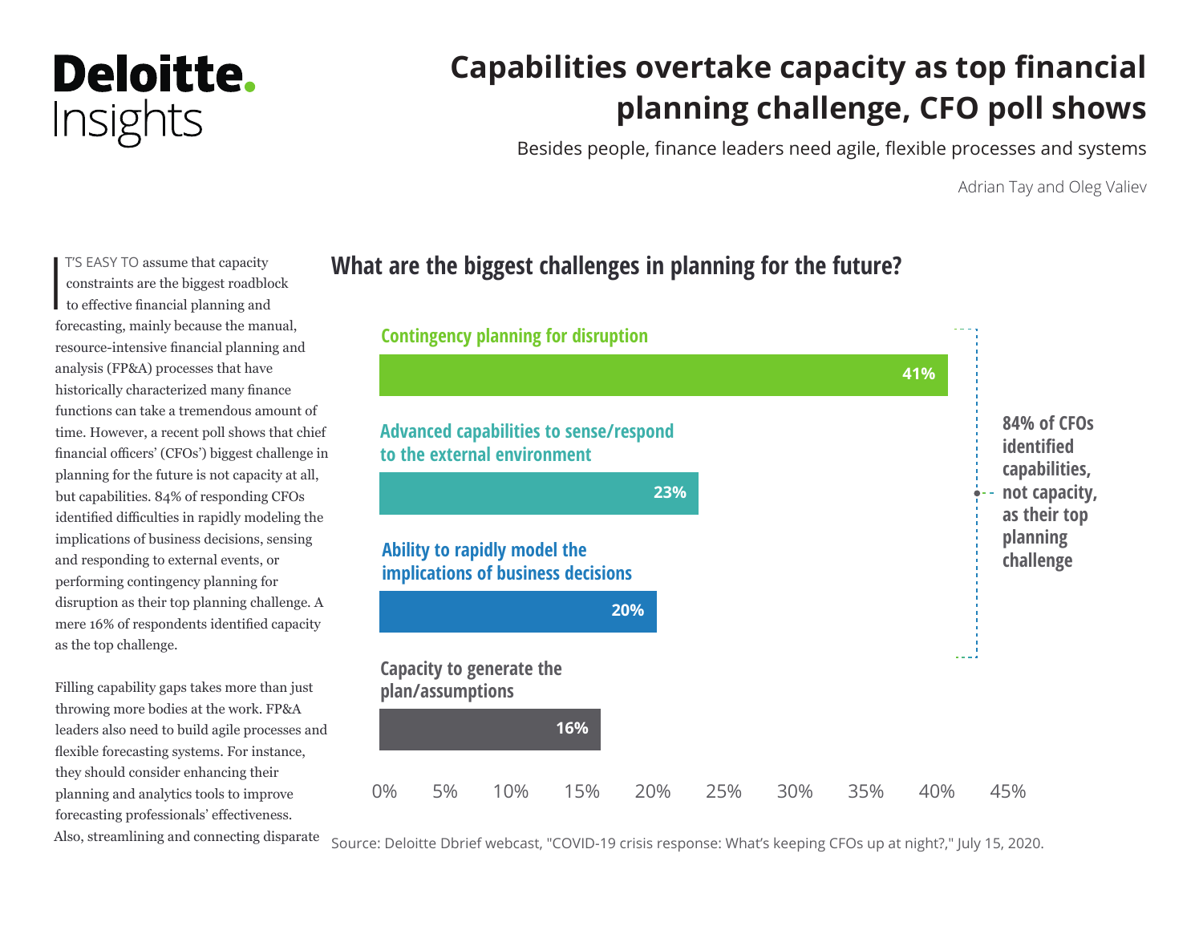# Deloitte. Insights

# Capabilities overtake capacity as top financial planning challenge, CFO poll shows

Besides people, finance leaders need agile, flexible processes and systems

Adrian Tay and Oleg Valiev

IT'S EASY TO assume that capacity constraints are the biggest roadblock to effective financial planning and forecasting, mainly because the manual, resource-intensive financial planning and analysis (FP&A) processes that have historically characterized many finance functions can take a tremendous amount of time. However, a recent poll shows that chief financial officers' (CFOs') biggest challenge in planning for the future is not capacity at all, but capabilities. 84% of responding CFOs identified difficulties in rapidly modeling the implications of business decisions, sensing and responding to external events, or performing contingency planning for disruption as their top planning challenge. A mere 16% of respondents identified capacity as the top challenge.

Filling capability gaps takes more than just throwing more bodies at the work. FP&A leaders also need to build agile processes and flexible forecasting systems. For instance, they should consider enhancing their planning and analytics tools to improve forecasting professionals' effectiveness. Also, streamlining and connecting disparate

## What are the biggest challenges in planning for the future?

| Challenge | Share |
|---|---|
| Contingency planning for disruption | 41% |
| Advanced capabilities to sense/respond to the external environment | 23% |
| Ability to rapidly model the implications of business decisions | 20% |
| Capacity to generate the plan/assumptions | 16% |

84% of CFOs identified capabilities, not capacity, as their top planning challenge

Source: Deloitte Dbrief webcast, "COVID-19 crisis response: What's keeping CFOs up at night?," July 15, 2020.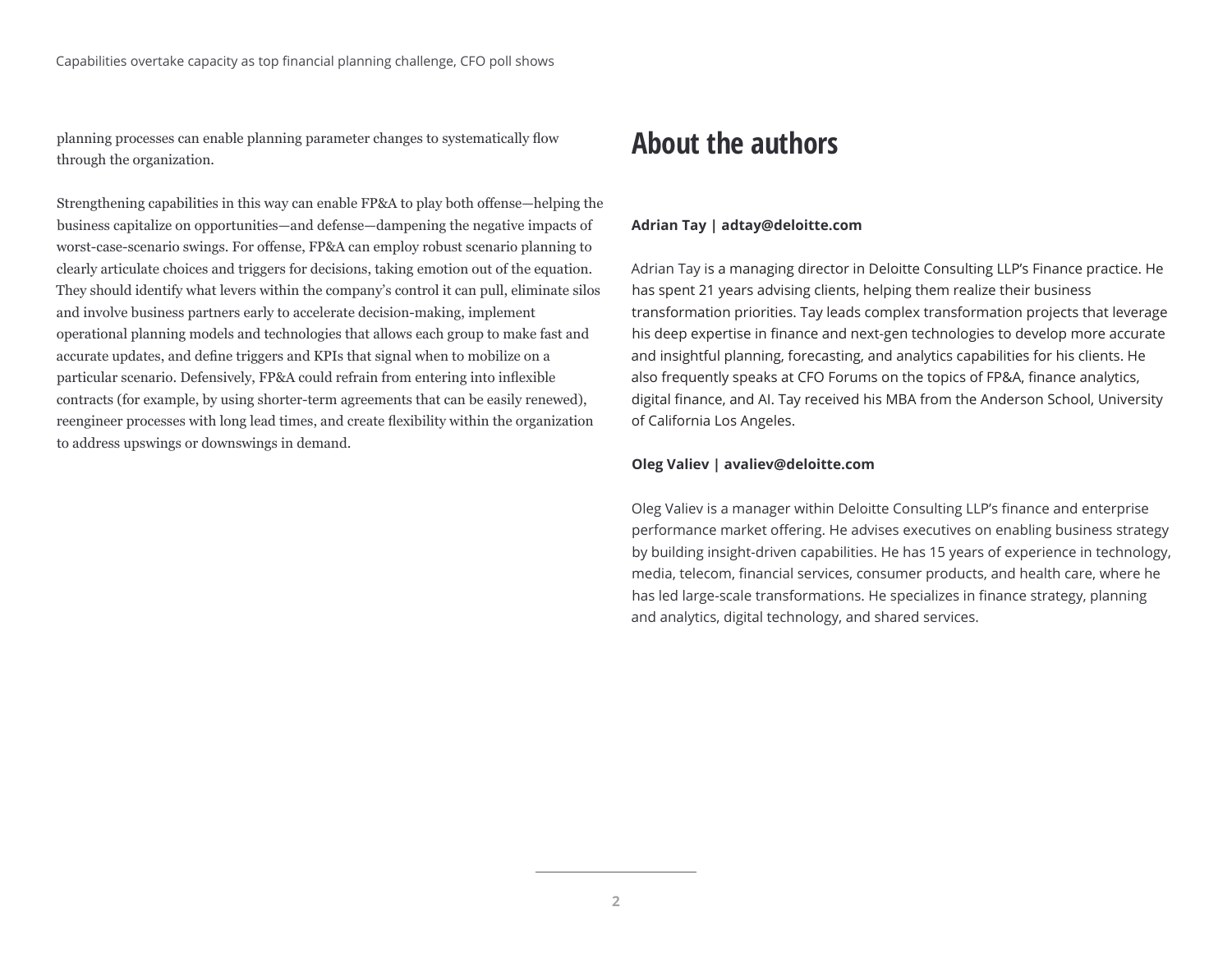planning processes can enable planning parameter changes to systematically flow through the organization.

Strengthening capabilities in this way can enable FP&A to play both offense—helping the business capitalize on opportunities—and defense—dampening the negative impacts of worst-case-scenario swings. For offense, FP&A can employ robust scenario planning to clearly articulate choices and triggers for decisions, taking emotion out of the equation. They should identify what levers within the company's control it can pull, eliminate silos and involve business partners early to accelerate decision-making, implement operational planning models and technologies that allows each group to make fast and accurate updates, and define triggers and KPIs that signal when to mobilize on a particular scenario. Defensively, FP&A could refrain from entering into inflexible contracts (for example, by using shorter-term agreements that can be easily renewed), reengineer processes with long lead times, and create flexibility within the organization to address upswings or downswings in demand.

## About the authors

**Adrian Tay | adtay@deloitte.com**

Adrian Tay is a managing director in Deloitte Consulting LLP's Finance practice. He has spent 21 years advising clients, helping them realize their business transformation priorities. Tay leads complex transformation projects that leverage his deep expertise in finance and next-gen technologies to develop more accurate and insightful planning, forecasting, and analytics capabilities for his clients. He also frequently speaks at CFO Forums on the topics of FP&A, finance analytics, digital finance, and AI. Tay received his MBA from the Anderson School, University of California Los Angeles.

**Oleg Valiev | avaliev@deloitte.com**

Oleg Valiev is a manager within Deloitte Consulting LLP's finance and enterprise performance market offering. He advises executives on enabling business strategy by building insight-driven capabilities. He has 15 years of experience in technology, media, telecom, financial services, consumer products, and health care, where he has led large-scale transformations. He specializes in finance strategy, planning and analytics, digital technology, and shared services.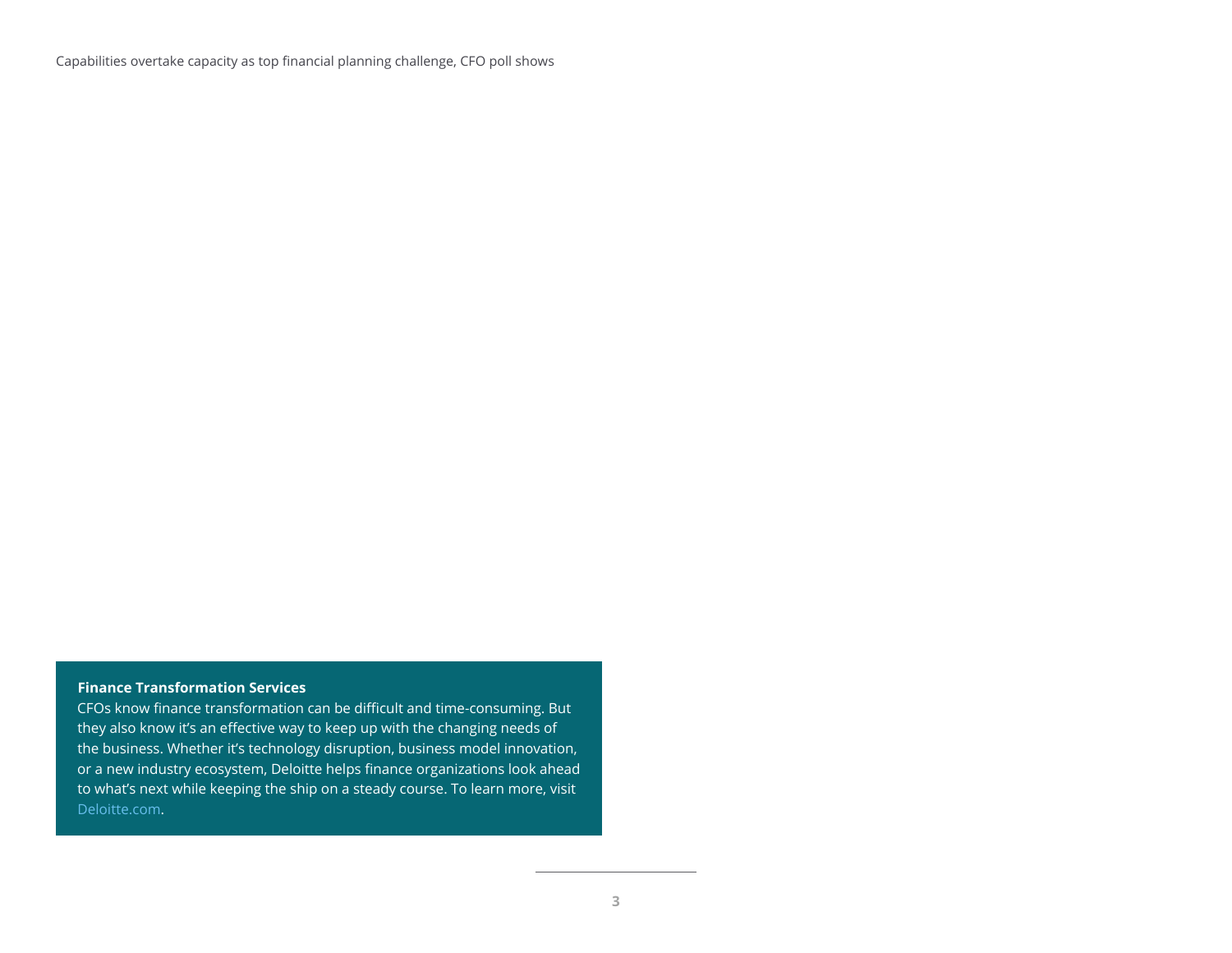**Finance Transformation Services**

CFOs know finance transformation can be difficult and time-consuming. But they also know it's an effective way to keep up with the changing needs of the business. Whether it's technology disruption, business model innovation, or a new industry ecosystem, Deloitte helps finance organizations look ahead to what's next while keeping the ship on a steady course. To learn more, visit Deloitte.com.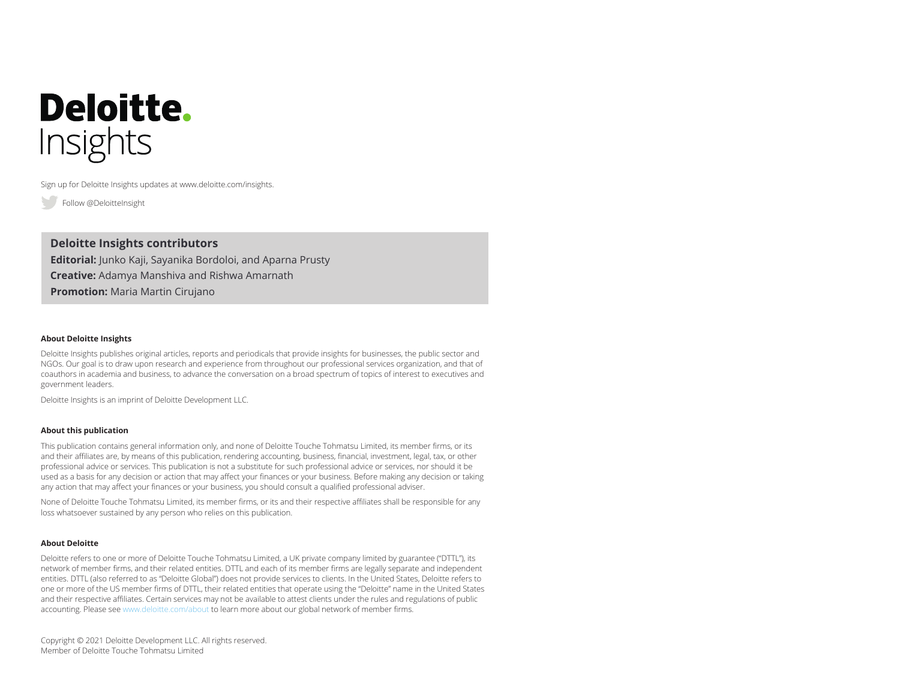# Deloitte.
Insights

Sign up for Deloitte Insights updates at www.deloitte.com/insights.

Follow @DeloitteInsight

### Deloitte Insights contributors

**Editorial:** Junko Kaji, Sayanika Bordoloi, and Aparna Prusty

**Creative:** Adamya Manshiva and Rishwa Amarnath

**Promotion:** Maria Martin Cirujano

#### About Deloitte Insights

Deloitte Insights publishes original articles, reports and periodicals that provide insights for businesses, the public sector and NGOs. Our goal is to draw upon research and experience from throughout our professional services organization, and that of coauthors in academia and business, to advance the conversation on a broad spectrum of topics of interest to executives and government leaders.

Deloitte Insights is an imprint of Deloitte Development LLC.

#### About this publication

This publication contains general information only, and none of Deloitte Touche Tohmatsu Limited, its member firms, or its and their affiliates are, by means of this publication, rendering accounting, business, financial, investment, legal, tax, or other professional advice or services. This publication is not a substitute for such professional advice or services, nor should it be used as a basis for any decision or action that may affect your finances or your business. Before making any decision or taking any action that may affect your finances or your business, you should consult a qualified professional adviser.

None of Deloitte Touche Tohmatsu Limited, its member firms, or its and their respective affiliates shall be responsible for any loss whatsoever sustained by any person who relies on this publication.

#### About Deloitte

Deloitte refers to one or more of Deloitte Touche Tohmatsu Limited, a UK private company limited by guarantee ("DTTL"), its network of member firms, and their related entities. DTTL and each of its member firms are legally separate and independent entities. DTTL (also referred to as "Deloitte Global") does not provide services to clients. In the United States, Deloitte refers to one or more of the US member firms of DTTL, their related entities that operate using the "Deloitte" name in the United States and their respective affiliates. Certain services may not be available to attest clients under the rules and regulations of public accounting. Please see www.deloitte.com/about to learn more about our global network of member firms.

Copyright © 2021 Deloitte Development LLC. All rights reserved.
Member of Deloitte Touche Tohmatsu Limited